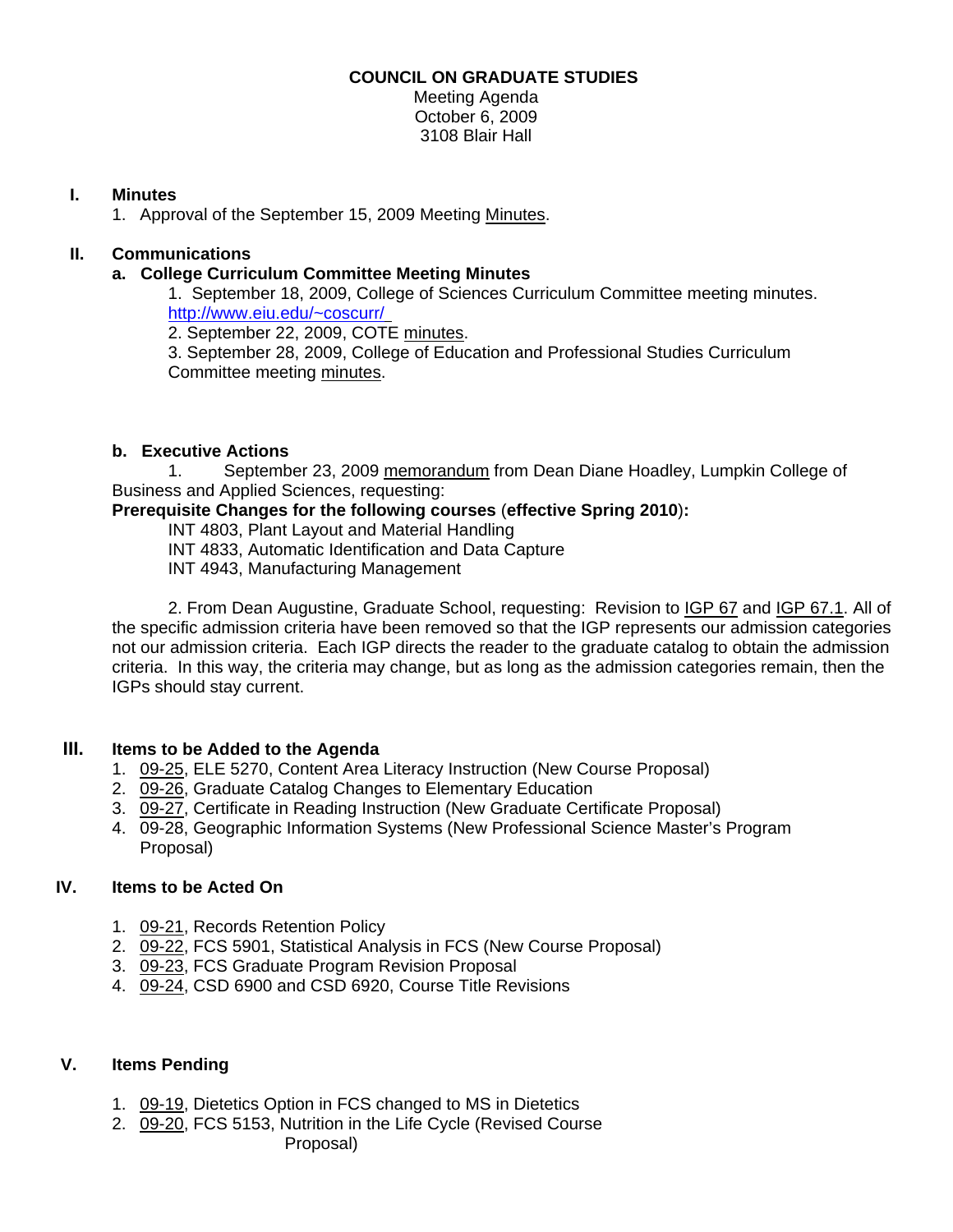# COUNCIL ON GRADUATE STUDIES

Meeting Agenda
October 6, 2009
3108 Blair Hall

## I. Minutes

1. Approval of the September 15, 2009 Meeting Minutes.

## II. Communications

### a. College Curriculum Committee Meeting Minutes

1. September 18, 2009, College of Sciences Curriculum Committee meeting minutes. http://www.eiu.edu/~coscurr/
2. September 22, 2009, COTE minutes.
3. September 28, 2009, College of Education and Professional Studies Curriculum Committee meeting minutes.

### b. Executive Actions

1. September 23, 2009 memorandum from Dean Diane Hoadley, Lumpkin College of Business and Applied Sciences, requesting:

**Prerequisite Changes for the following courses** (**effective Spring 2010**)**:**

INT 4803, Plant Layout and Material Handling
INT 4833, Automatic Identification and Data Capture
INT 4943, Manufacturing Management

2. From Dean Augustine, Graduate School, requesting: Revision to IGP 67 and IGP 67.1. All of the specific admission criteria have been removed so that the IGP represents our admission categories not our admission criteria. Each IGP directs the reader to the graduate catalog to obtain the admission criteria. In this way, the criteria may change, but as long as the admission categories remain, then the IGPs should stay current.

## III. Items to be Added to the Agenda

1. 09-25, ELE 5270, Content Area Literacy Instruction (New Course Proposal)
2. 09-26, Graduate Catalog Changes to Elementary Education
3. 09-27, Certificate in Reading Instruction (New Graduate Certificate Proposal)
4. 09-28, Geographic Information Systems (New Professional Science Master's Program Proposal)

## IV. Items to be Acted On

1. 09-21, Records Retention Policy
2. 09-22, FCS 5901, Statistical Analysis in FCS (New Course Proposal)
3. 09-23, FCS Graduate Program Revision Proposal
4. 09-24, CSD 6900 and CSD 6920, Course Title Revisions

## V. Items Pending

1. 09-19, Dietetics Option in FCS changed to MS in Dietetics
2. 09-20, FCS 5153, Nutrition in the Life Cycle (Revised Course Proposal)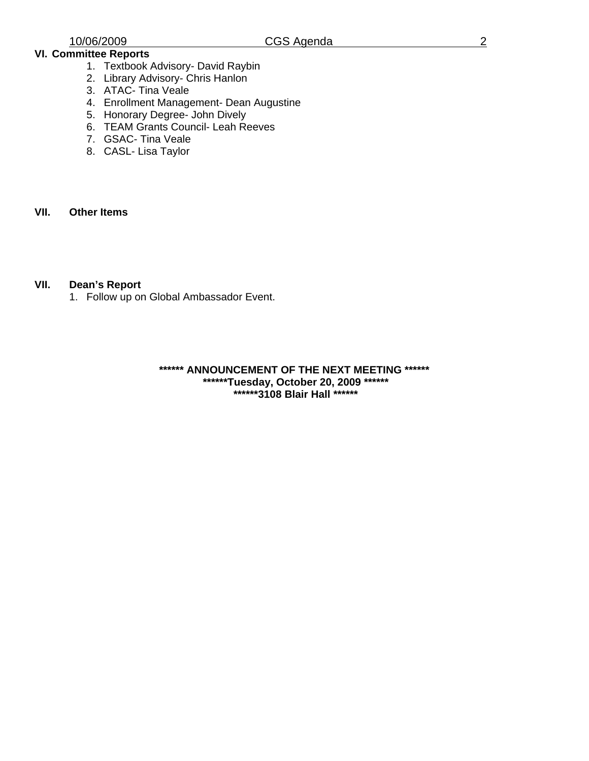## VI. Committee Reports

1. Textbook Advisory- David Raybin
2. Library Advisory- Chris Hanlon
3. ATAC- Tina Veale
4. Enrollment Management- Dean Augustine
5. Honorary Degree- John Dively
6. TEAM Grants Council- Leah Reeves
7. GSAC- Tina Veale
8. CASL- Lisa Taylor

## VII. Other Items

## VII. Dean's Report

1. Follow up on Global Ambassador Event.

**\*\*\*\*\*\* ANNOUNCEMENT OF THE NEXT MEETING \*\*\*\*\*\***
**\*\*\*\*\*\*Tuesday, October 20, 2009 \*\*\*\*\*\***
**\*\*\*\*\*\*3108 Blair Hall \*\*\*\*\*\***